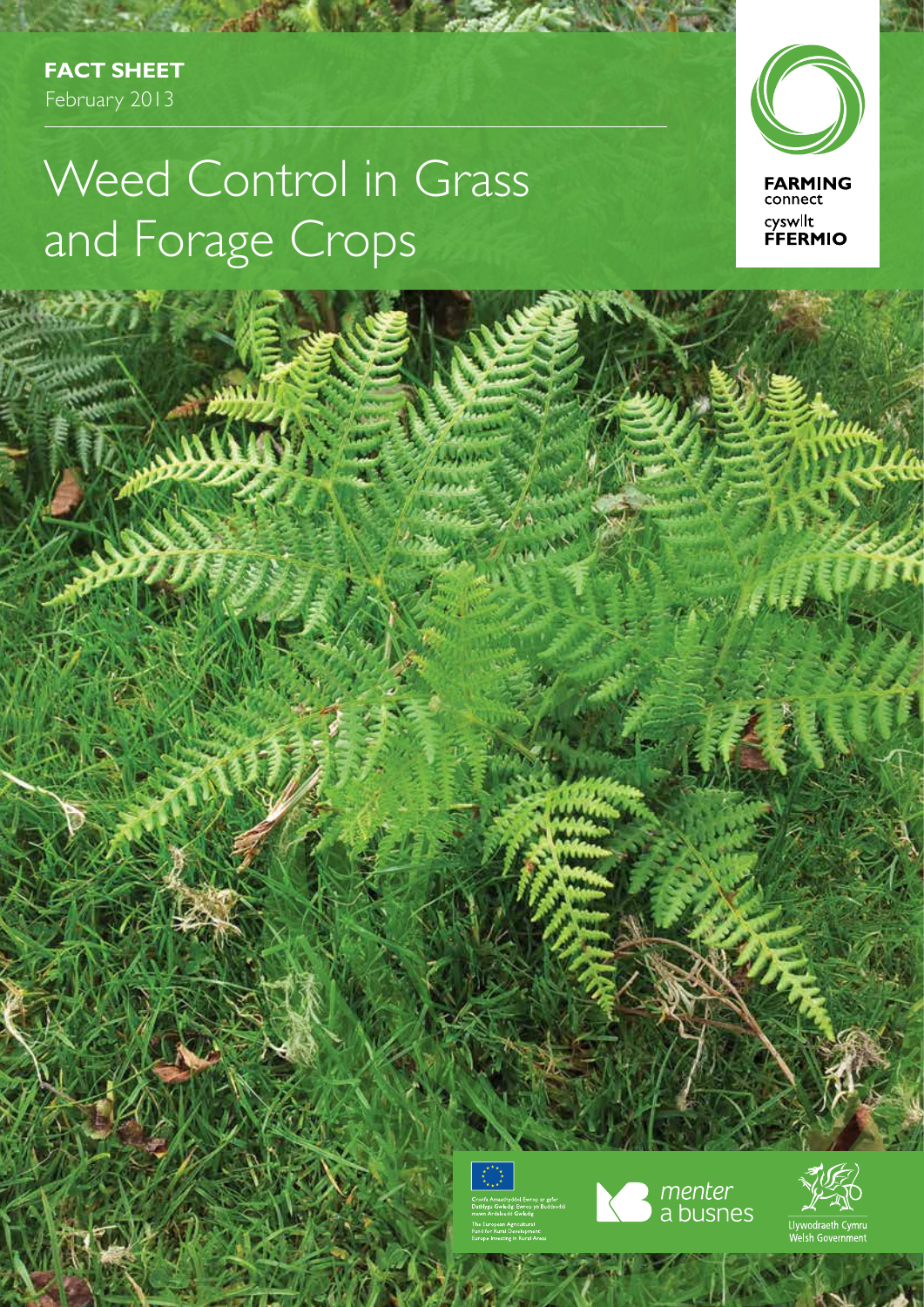**FACT SHEET**
February 2013

# Weed Control in Grass and Forage Crops

FARMING connect
cyswllt FFERMIO

Cronfa Amaethyddol Ewrop ar gyfer Datblygu Gwledig: Ewrop yn Buddsoddi mewn Ardaloedd Gwledig
The European Agricultural Fund for Rural Development: Europe Investing in Rural Areas

menter a busnes

Llywodraeth Cymru
Welsh Government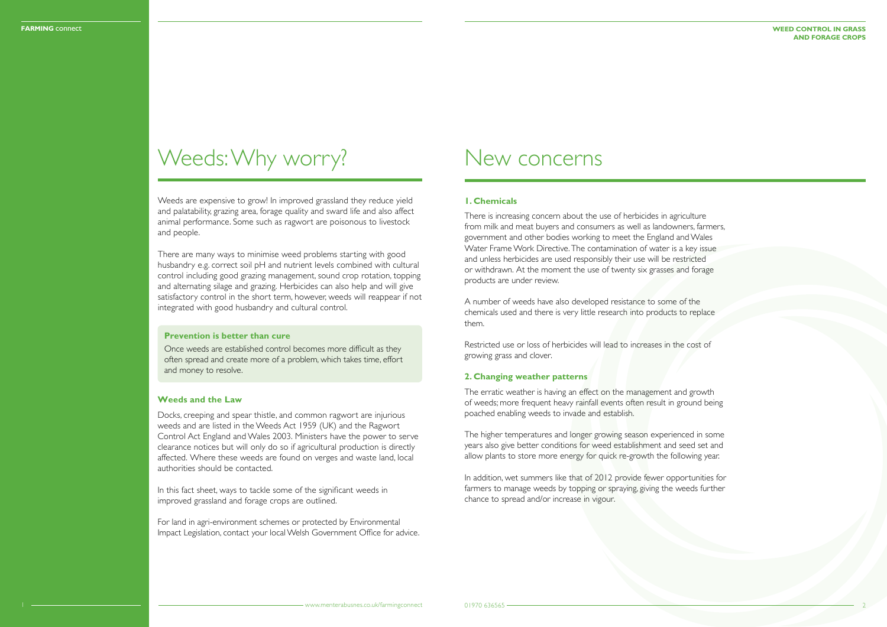# Weeds: Why worry?

Weeds are expensive to grow! In improved grassland they reduce yield and palatability, grazing area, forage quality and sward life and also affect animal performance. Some such as ragwort are poisonous to livestock and people.

There are many ways to minimise weed problems starting with good husbandry e.g. correct soil pH and nutrient levels combined with cultural control including good grazing management, sound crop rotation, topping and alternating silage and grazing. Herbicides can also help and will give satisfactory control in the short term, however, weeds will reappear if not integrated with good husbandry and cultural control.

### Prevention is better than cure

Once weeds are established control becomes more difficult as they often spread and create more of a problem, which takes time, effort and money to resolve.

### Weeds and the Law

Docks, creeping and spear thistle, and common ragwort are injurious weeds and are listed in the Weeds Act 1959 (UK) and the Ragwort Control Act England and Wales 2003. Ministers have the power to serve clearance notices but will only do so if agricultural production is directly affected. Where these weeds are found on verges and waste land, local authorities should be contacted.

In this fact sheet, ways to tackle some of the significant weeds in improved grassland and forage crops are outlined.

For land in agri-environment schemes or protected by Environmental Impact Legislation, contact your local Welsh Government Office for advice.

# New concerns

### 1. Chemicals

There is increasing concern about the use of herbicides in agriculture from milk and meat buyers and consumers as well as landowners, farmers, government and other bodies working to meet the England and Wales Water Frame Work Directive. The contamination of water is a key issue and unless herbicides are used responsibly their use will be restricted or withdrawn. At the moment the use of twenty six grasses and forage products are under review.

A number of weeds have also developed resistance to some of the chemicals used and there is very little research into products to replace them.

Restricted use or loss of herbicides will lead to increases in the cost of growing grass and clover.

### 2. Changing weather patterns

The erratic weather is having an effect on the management and growth of weeds; more frequent heavy rainfall events often result in ground being poached enabling weeds to invade and establish.

The higher temperatures and longer growing season experienced in some years also give better conditions for weed establishment and seed set and allow plants to store more energy for quick re-growth the following year.

In addition, wet summers like that of 2012 provide fewer opportunities for farmers to manage weeds by topping or spraying, giving the weeds further chance to spread and/or increase in vigour.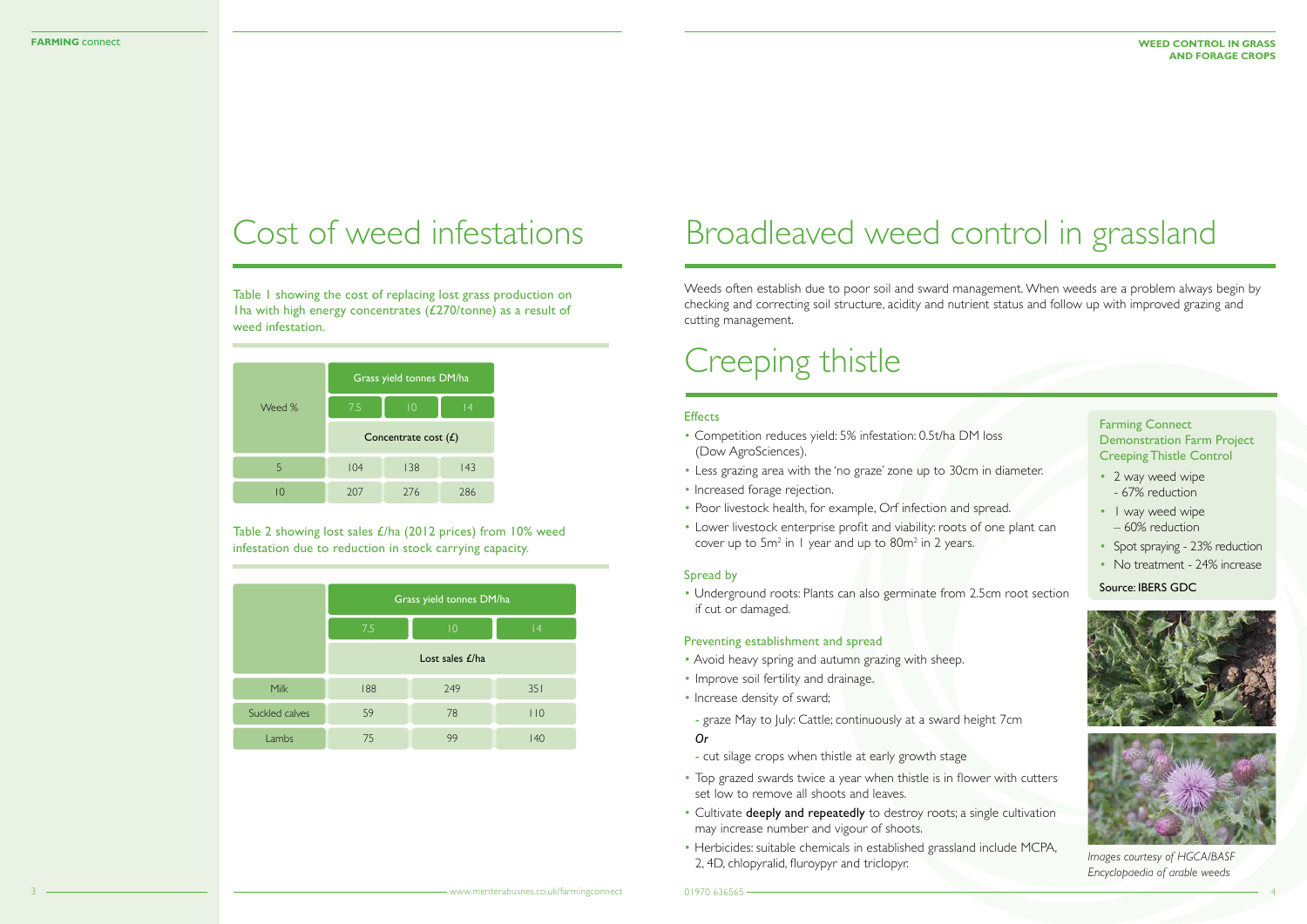# Cost of weed infestations

Table 1 showing the cost of replacing lost grass production on 1ha with high energy concentrates (£270/tonne) as a result of weed infestation.

| Weed % | Grass yield tonnes DM/ha | | |
|---|---|---|---|
| | 7.5 | 10 | 14 |
| | Concentrate cost (£) | | |
| 5 | 104 | 138 | 143 |
| 10 | 207 | 276 | 286 |

Table 2 showing lost sales £/ha (2012 prices) from 10% weed infestation due to reduction in stock carrying capacity.

| | Grass yield tonnes DM/ha | | |
|---|---|---|---|
| | 7.5 | 10 | 14 |
| | Lost sales £/ha | | |
| Milk | 188 | 249 | 351 |
| Suckled calves | 59 | 78 | 110 |
| Lambs | 75 | 99 | 140 |

# Broadleaved weed control in grassland

Weeds often establish due to poor soil and sward management. When weeds are a problem always begin by checking and correcting soil structure, acidity and nutrient status and follow up with improved grazing and cutting management.

# Creeping thistle

### Effects

- Competition reduces yield: 5% infestation: 0.5t/ha DM loss (Dow AgroSciences).
- Less grazing area with the 'no graze' zone up to 30cm in diameter.
- Increased forage rejection.
- Poor livestock health, for example, Orf infection and spread.
- Lower livestock enterprise profit and viability: roots of one plant can cover up to 5m² in 1 year and up to 80m² in 2 years.

### Spread by

- Underground roots: Plants can also germinate from 2.5cm root section if cut or damaged.

### Preventing establishment and spread

- Avoid heavy spring and autumn grazing with sheep.
- Improve soil fertility and drainage.
- Increase density of sward;
  - graze May to July: Cattle; continuously at a sward height 7cm
  
  *Or*
  - cut silage crops when thistle at early growth stage
- Top grazed swards twice a year when thistle is in flower with cutters set low to remove all shoots and leaves.
- Cultivate **deeply and repeatedly** to destroy roots; a single cultivation may increase number and vigour of shoots.
- Herbicides: suitable chemicals in established grassland include MCPA, 2, 4D, chlopyralid, fluroypyr and triclopyr.

### Farming Connect Demonstration Farm Project Creeping Thistle Control

- 2 way weed wipe - 67% reduction
- 1 way weed wipe – 60% reduction
- Spot spraying - 23% reduction
- No treatment - 24% increase

Source: IBERS GDC

*Images courtesy of HGCA/BASF Encyclopaedia of arable weeds*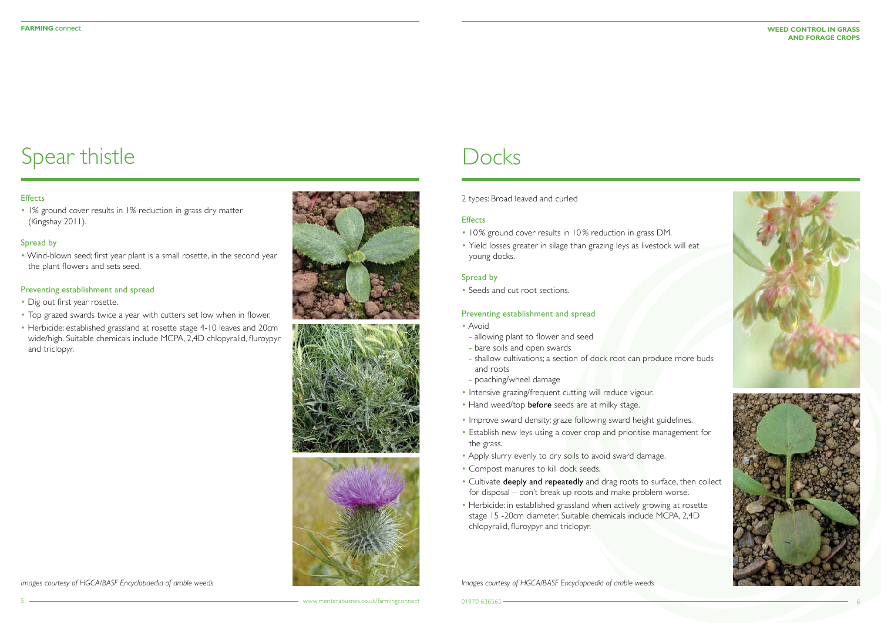# Spear thistle

### Effects

- 1% ground cover results in 1% reduction in grass dry matter (Kingshay 2011).

### Spread by

- Wind-blown seed; first year plant is a small rosette, in the second year the plant flowers and sets seed.

### Preventing establishment and spread

- Dig out first year rosette.
- Top grazed swards twice a year with cutters set low when in flower.
- Herbicide: established grassland at rosette stage 4-10 leaves and 20cm wide/high. Suitable chemicals include MCPA, 2,4D chlopyralid, fluroypyr and triclopyr.

*Images courtesy of HGCA/BASF Encyclopaedia of arable weeds*

# Docks

2 types: Broad leaved and curled

### Effects

- 10% ground cover results in 10% reduction in grass DM.
- Yield losses greater in silage than grazing leys as livestock will eat young docks.

### Spread by

- Seeds and cut root sections.

### Preventing establishment and spread

- Avoid
  - allowing plant to flower and seed
  - bare soils and open swards
  - shallow cultivations; a section of dock root can produce more buds and roots
  - poaching/wheel damage
- Intensive grazing/frequent cutting will reduce vigour.
- Hand weed/top **before** seeds are at milky stage.
- Improve sward density; graze following sward height guidelines.
- Establish new leys using a cover crop and prioritise management for the grass.
- Apply slurry evenly to dry soils to avoid sward damage.
- Compost manures to kill dock seeds.
- Cultivate **deeply and repeatedly** and drag roots to surface, then collect for disposal – don't break up roots and make problem worse.
- Herbicide: in established grassland when actively growing at rosette stage 15 -20cm diameter. Suitable chemicals include MCPA, 2,4D chlopyralid, fluroypyr and triclopyr.

*Images courtesy of HGCA/BASF Encyclopaedia of arable weeds*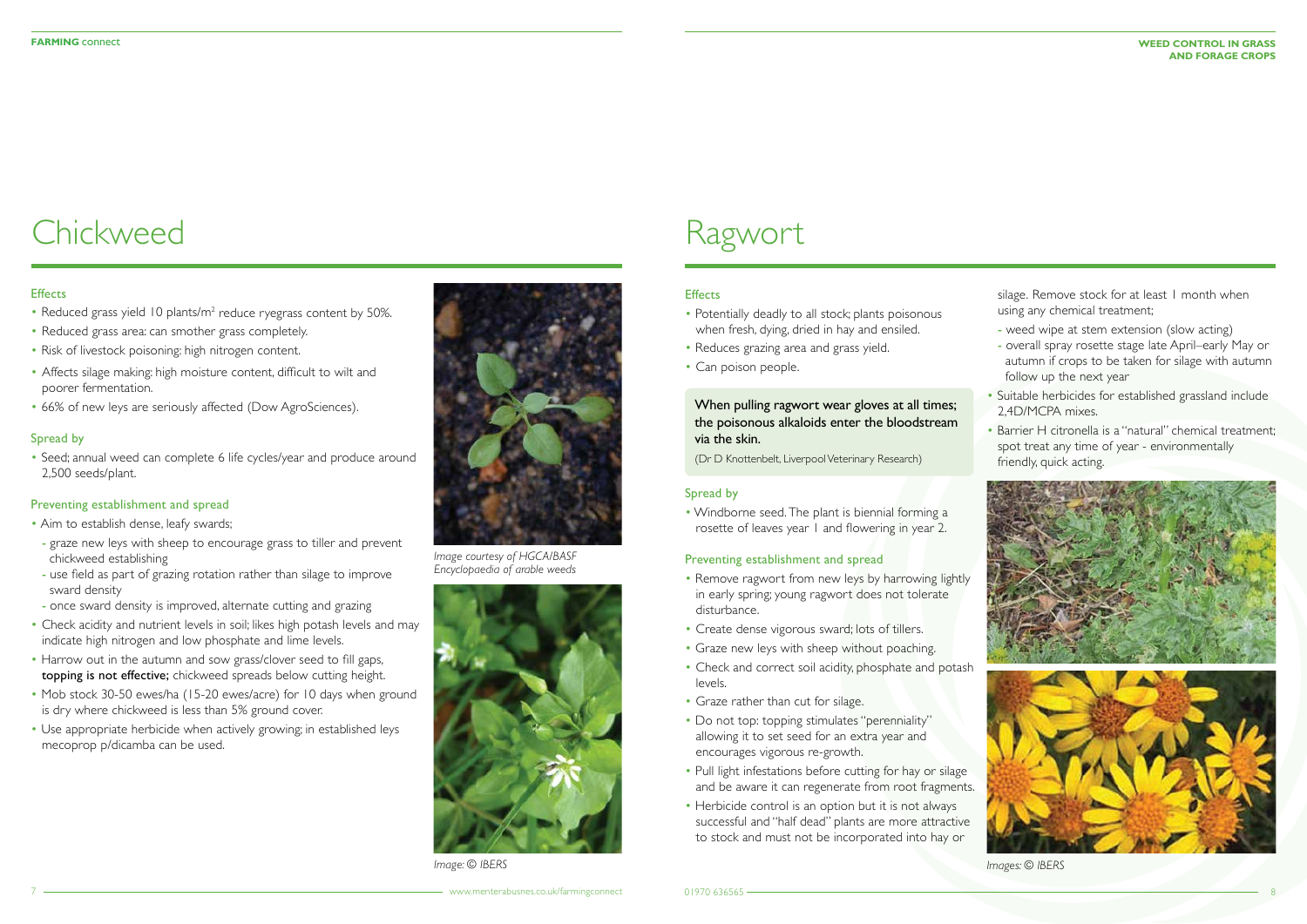# Chickweed

## Effects

- Reduced grass yield 10 plants/m$^2$ reduce ryegrass content by 50%.
- Reduced grass area: can smother grass completely.
- Risk of livestock poisoning: high nitrogen content.
- Affects silage making: high moisture content, difficult to wilt and poorer fermentation.
- 66% of new leys are seriously affected (Dow AgroSciences).

## Spread by

- Seed; annual weed can complete 6 life cycles/year and produce around 2,500 seeds/plant.

## Preventing establishment and spread

- Aim to establish dense, leafy swards;
  - graze new leys with sheep to encourage grass to tiller and prevent chickweed establishing
  - use field as part of grazing rotation rather than silage to improve sward density
  - once sward density is improved, alternate cutting and grazing
- Check acidity and nutrient levels in soil; likes high potash levels and may indicate high nitrogen and low phosphate and lime levels.
- Harrow out in the autumn and sow grass/clover seed to fill gaps, **topping is not effective;** chickweed spreads below cutting height.
- Mob stock 30-50 ewes/ha (15-20 ewes/acre) for 10 days when ground is dry where chickweed is less than 5% ground cover.
- Use appropriate herbicide when actively growing; in established leys mecoprop p/dicamba can be used.

*Image courtesy of HGCA/BASF Encyclopaedia of arable weeds*

*Image: © IBERS*

# Ragwort

## Effects

- Potentially deadly to all stock; plants poisonous when fresh, dying, dried in hay and ensiled.
- Reduces grazing area and grass yield.
- Can poison people.

**When pulling ragwort wear gloves at all times; the poisonous alkaloids enter the bloodstream via the skin.**

(Dr D Knottenbelt, Liverpool Veterinary Research)

## Spread by

- Windborne seed. The plant is biennial forming a rosette of leaves year 1 and flowering in year 2.

## Preventing establishment and spread

- Remove ragwort from new leys by harrowing lightly in early spring; young ragwort does not tolerate disturbance.
- Create dense vigorous sward; lots of tillers.
- Graze new leys with sheep without poaching.
- Check and correct soil acidity, phosphate and potash levels.
- Graze rather than cut for silage.
- Do not top: topping stimulates "perenniality" allowing it to set seed for an extra year and encourages vigorous re-growth.
- Pull light infestations before cutting for hay or silage and be aware it can regenerate from root fragments.
- Herbicide control is an option but it is not always successful and "half dead" plants are more attractive to stock and must not be incorporated into hay or silage. Remove stock for at least 1 month when using any chemical treatment;
  - weed wipe at stem extension (slow acting)
  - overall spray rosette stage late April–early May or autumn if crops to be taken for silage with autumn follow up the next year
- Suitable herbicides for established grassland include 2,4D/MCPA mixes.
- Barrier H citronella is a "natural" chemical treatment; spot treat any time of year - environmentally friendly, quick acting.

*Images: © IBERS*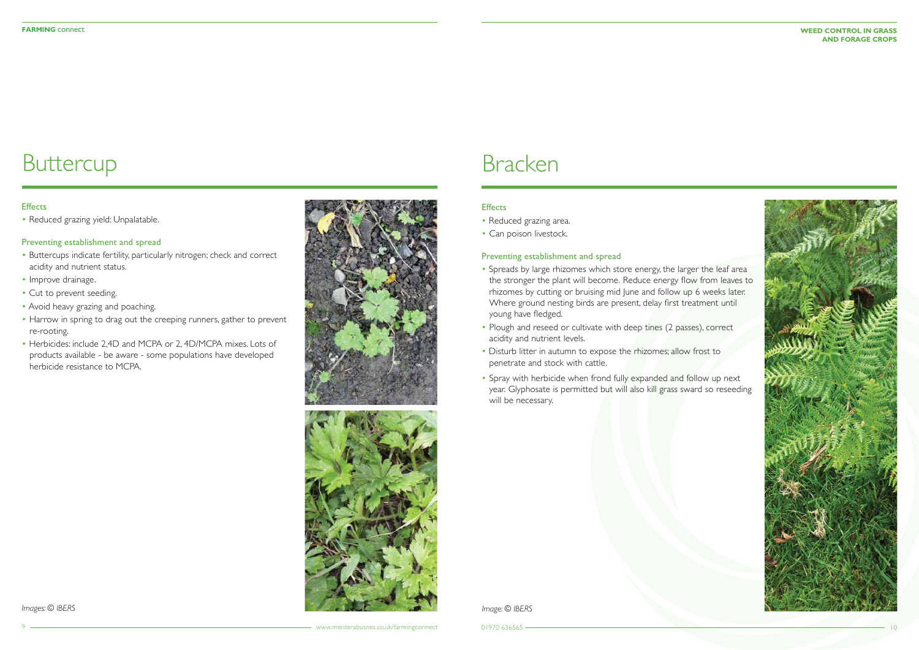# Buttercup

### Effects

- Reduced grazing yield: Unpalatable.

### Preventing establishment and spread

- Buttercups indicate fertility, particularly nitrogen; check and correct acidity and nutrient status.
- Improve drainage.
- Cut to prevent seeding.
- Avoid heavy grazing and poaching.
- Harrow in spring to drag out the creeping runners, gather to prevent re-rooting.
- Herbicides: include 2,4D and MCPA or 2, 4D/MCPA mixes. Lots of products available - be aware - some populations have developed herbicide resistance to MCPA.

*Images: © IBERS*

# Bracken

### Effects

- Reduced grazing area.
- Can poison livestock.

### Preventing establishment and spread

- Spreads by large rhizomes which store energy, the larger the leaf area the stronger the plant will become. Reduce energy flow from leaves to rhizomes by cutting or bruising mid June and follow up 6 weeks later. Where ground nesting birds are present, delay first treatment until young have fledged.
- Plough and reseed or cultivate with deep tines (2 passes), correct acidity and nutrient levels.
- Disturb litter in autumn to expose the rhizomes; allow frost to penetrate and stock with cattle.
- Spray with herbicide when frond fully expanded and follow up next year. Glyphosate is permitted but will also kill grass sward so reseeding will be necessary.

*Image: © IBERS*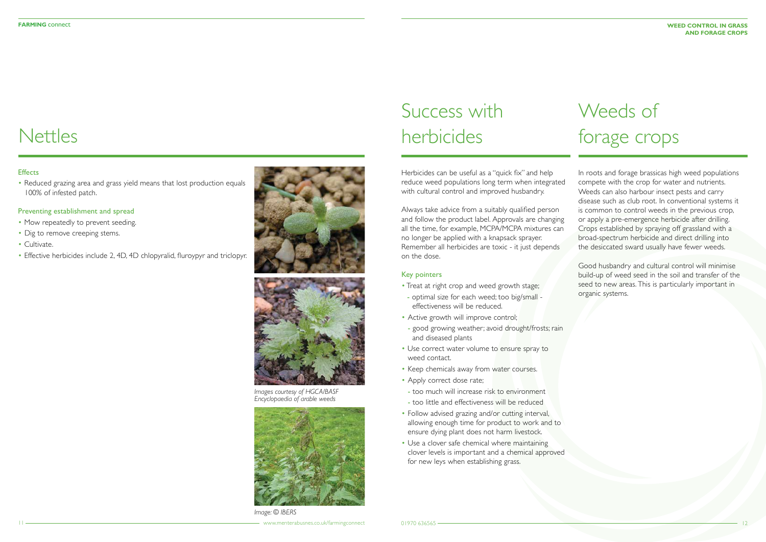# Nettles

### Effects

- Reduced grazing area and grass yield means that lost production equals 100% of infested patch.

### Preventing establishment and spread

- Mow repeatedly to prevent seeding.
- Dig to remove creeping stems.
- Cultivate.
- Effective herbicides include 2, 4D, 4D chlopyralid, fluroypyr and triclopyr.

*Images courtesy of HGCA/BASF Encyclopaedia of arable weeds*

*Image: © IBERS*

# Success with herbicides

Herbicides can be useful as a "quick fix" and help reduce weed populations long term when integrated with cultural control and improved husbandry.

Always take advice from a suitably qualified person and follow the product label. Approvals are changing all the time, for example, MCPA/MCPA mixtures can no longer be applied with a knapsack sprayer. Remember all herbicides are toxic - it just depends on the dose.

### Key pointers

- Treat at right crop and weed growth stage;
  - optimal size for each weed; too big/small - effectiveness will be reduced.
- Active growth will improve control;
  - good growing weather; avoid drought/frosts; rain and diseased plants
- Use correct water volume to ensure spray to weed contact.
- Keep chemicals away from water courses.
- Apply correct dose rate;
  - too much will increase risk to environment
  - too little and effectiveness will be reduced
- Follow advised grazing and/or cutting interval, allowing enough time for product to work and to ensure dying plant does not harm livestock.
- Use a clover safe chemical where maintaining clover levels is important and a chemical approved for new leys when establishing grass.

# Weeds of forage crops

In roots and forage brassicas high weed populations compete with the crop for water and nutrients. Weeds can also harbour insect pests and carry disease such as club root. In conventional systems it is common to control weeds in the previous crop, or apply a pre-emergence herbicide after drilling. Crops established by spraying off grassland with a broad-spectrum herbicide and direct drilling into the desiccated sward usually have fewer weeds.

Good husbandry and cultural control will minimise build-up of weed seed in the soil and transfer of the seed to new areas. This is particularly important in organic systems.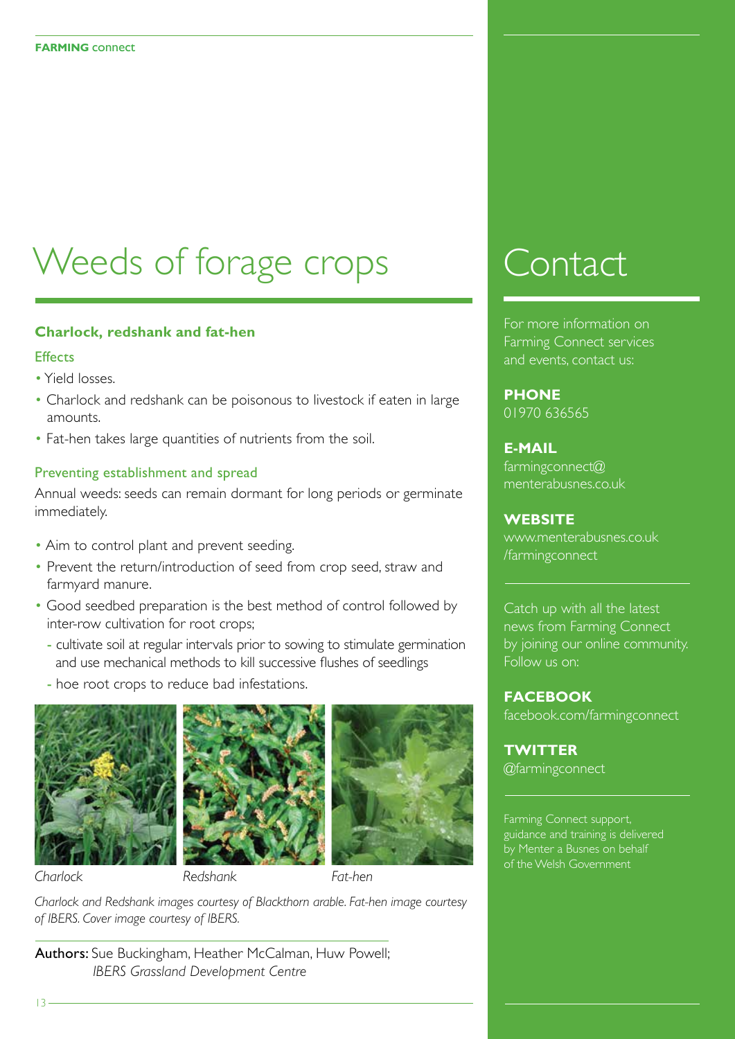# Weeds of forage crops

### Charlock, redshank and fat-hen

#### Effects

- Yield losses.
- Charlock and redshank can be poisonous to livestock if eaten in large amounts.
- Fat-hen takes large quantities of nutrients from the soil.

#### Preventing establishment and spread

Annual weeds: seeds can remain dormant for long periods or germinate immediately.

- Aim to control plant and prevent seeding.
- Prevent the return/introduction of seed from crop seed, straw and farmyard manure.
- Good seedbed preparation is the best method of control followed by inter-row cultivation for root crops;
  - cultivate soil at regular intervals prior to sowing to stimulate germination and use mechanical methods to kill successive flushes of seedlings
  - hoe root crops to reduce bad infestations.

*Charlock* *Redshank* *Fat-hen*

*Charlock and Redshank images courtesy of Blackthorn arable. Fat-hen image courtesy of IBERS. Cover image courtesy of IBERS.*

**Authors:** Sue Buckingham, Heather McCalman, Huw Powell; *IBERS Grassland Development Centre*

# Contact

For more information on Farming Connect services and events, contact us:

**PHONE**
01970 636565

**E-MAIL**
farmingconnect@menterabusnes.co.uk

**WEBSITE**
www.menterabusnes.co.uk/farmingconnect

Catch up with all the latest news from Farming Connect by joining our online community. Follow us on:

**FACEBOOK**
facebook.com/farmingconnect

**TWITTER**
@farmingconnect

Farming Connect support, guidance and training is delivered by Menter a Busnes on behalf of the Welsh Government